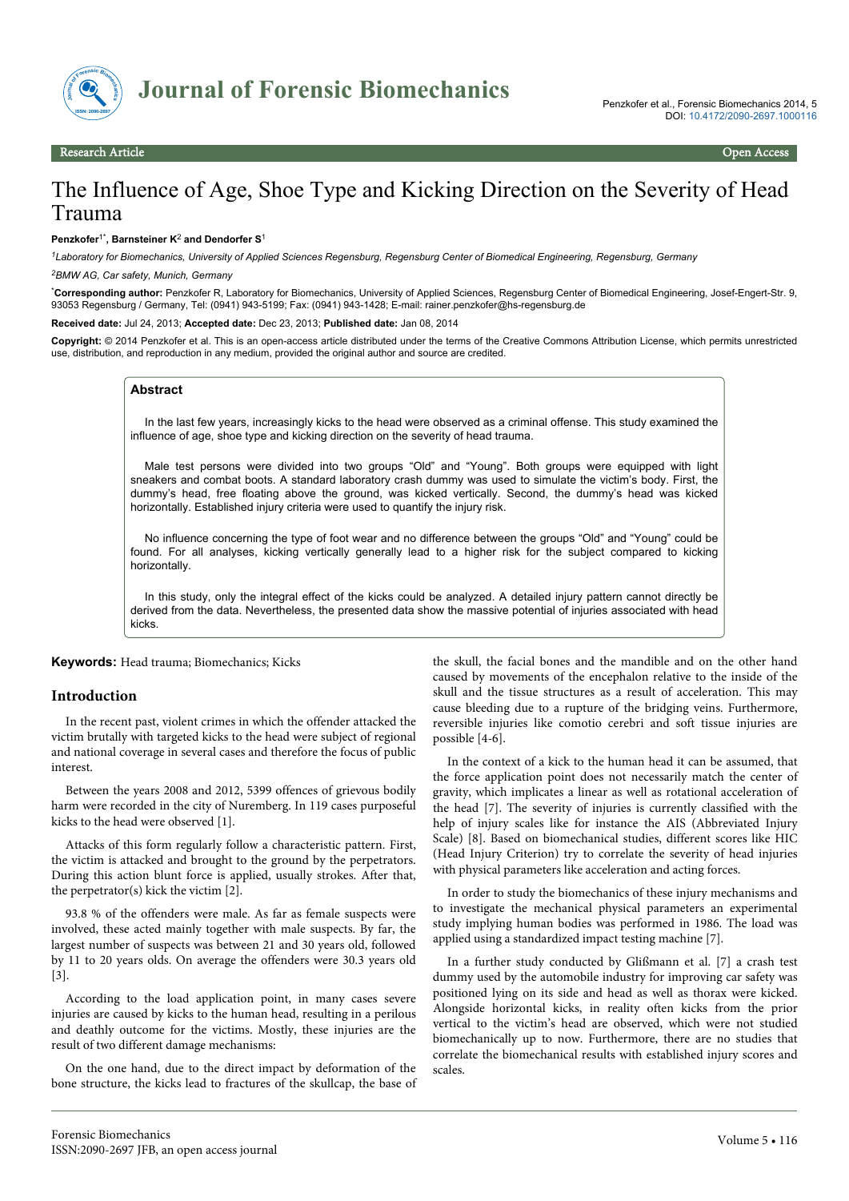Research Article | Open Access

# The Influence of Age, Shoe Type and Kicking Direction on the Severity of Head Trauma

**Penzkofer[1*], Barnsteiner K[2] and Dendorfer S[1]**

*[1]Laboratory for Biomechanics, University of Applied Sciences Regensburg, Regensburg Center of Biomedical Engineering, Regensburg, Germany*

*[2]BMW AG, Car safety, Munich, Germany*

[*]**Corresponding author:** Penzkofer R, Laboratory for Biomechanics, University of Applied Sciences, Regensburg Center of Biomedical Engineering, Josef-Engert-Str. 9, 93053 Regensburg / Germany, Tel: (0941) 943-5199; Fax: (0941) 943-1428; E-mail: rainer.penzkofer@hs-regensburg.de

**Received date:** Jul 24, 2013; **Accepted date:** Dec 23, 2013; **Published date:** Jan 08, 2014

**Copyright:** © 2014 Penzkofer et al. This is an open-access article distributed under the terms of the Creative Commons Attribution License, which permits unrestricted use, distribution, and reproduction in any medium, provided the original author and source are credited.

## Abstract

In the last few years, increasingly kicks to the head were observed as a criminal offense. This study examined the influence of age, shoe type and kicking direction on the severity of head trauma.

Male test persons were divided into two groups "Old" and "Young". Both groups were equipped with light sneakers and combat boots. A standard laboratory crash dummy was used to simulate the victim's body. First, the dummy's head, free floating above the ground, was kicked vertically. Second, the dummy's head was kicked horizontally. Established injury criteria were used to quantify the injury risk.

No influence concerning the type of foot wear and no difference between the groups "Old" and "Young" could be found. For all analyses, kicking vertically generally lead to a higher risk for the subject compared to kicking horizontally.

In this study, only the integral effect of the kicks could be analyzed. A detailed injury pattern cannot directly be derived from the data. Nevertheless, the presented data show the massive potential of injuries associated with head kicks.

**Keywords:** Head trauma; Biomechanics; Kicks

## Introduction

In the recent past, violent crimes in which the offender attacked the victim brutally with targeted kicks to the head were subject of regional and national coverage in several cases and therefore the focus of public interest.

Between the years 2008 and 2012, 5399 offences of grievous bodily harm were recorded in the city of Nuremberg. In 119 cases purposeful kicks to the head were observed [1].

Attacks of this form regularly follow a characteristic pattern. First, the victim is attacked and brought to the ground by the perpetrators. During this action blunt force is applied, usually strokes. After that, the perpetrator(s) kick the victim [2].

93.8 % of the offenders were male. As far as female suspects were involved, these acted mainly together with male suspects. By far, the largest number of suspects was between 21 and 30 years old, followed by 11 to 20 years olds. On average the offenders were 30.3 years old [3].

According to the load application point, in many cases severe injuries are caused by kicks to the human head, resulting in a perilous and deathly outcome for the victims. Mostly, these injuries are the result of two different damage mechanisms:

On the one hand, due to the direct impact by deformation of the bone structure, the kicks lead to fractures of the skullcap, the base of the skull, the facial bones and the mandible and on the other hand caused by movements of the encephalon relative to the inside of the skull and the tissue structures as a result of acceleration. This may cause bleeding due to a rupture of the bridging veins. Furthermore, reversible injuries like comotio cerebri and soft tissue injuries are possible [4-6].

In the context of a kick to the human head it can be assumed, that the force application point does not necessarily match the center of gravity, which implicates a linear as well as rotational acceleration of the head [7]. The severity of injuries is currently classified with the help of injury scales like for instance the AIS (Abbreviated Injury Scale) [8]. Based on biomechanical studies, different scores like HIC (Head Injury Criterion) try to correlate the severity of head injuries with physical parameters like acceleration and acting forces.

In order to study the biomechanics of these injury mechanisms and to investigate the mechanical physical parameters an experimental study implying human bodies was performed in 1986. The load was applied using a standardized impact testing machine [7].

In a further study conducted by Glißmann et al. [7] a crash test dummy used by the automobile industry for improving car safety was positioned lying on its side and head as well as thorax were kicked. Alongside horizontal kicks, in reality often kicks from the prior vertical to the victim's head are observed, which were not studied biomechanically up to now. Furthermore, there are no studies that correlate the biomechanical results with established injury scores and scales.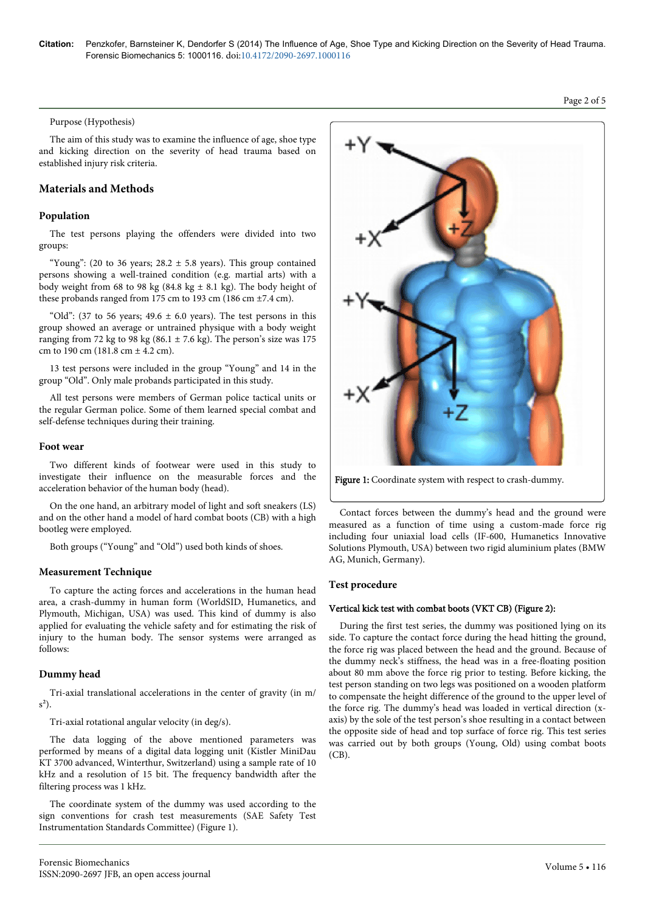Purpose (Hypothesis)

The aim of this study was to examine the influence of age, shoe type and kicking direction on the severity of head trauma based on established injury risk criteria.

## Materials and Methods

### Population

The test persons playing the offenders were divided into two groups:

"Young": (20 to 36 years; 28.2 ± 5.8 years). This group contained persons showing a well-trained condition (e.g. martial arts) with a body weight from 68 to 98 kg (84.8 kg ± 8.1 kg). The body height of these probands ranged from 175 cm to 193 cm (186 cm ±7.4 cm).

"Old": (37 to 56 years; 49.6 ± 6.0 years). The test persons in this group showed an average or untrained physique with a body weight ranging from 72 kg to 98 kg (86.1 ± 7.6 kg). The person's size was 175 cm to 190 cm (181.8 cm ± 4.2 cm).

13 test persons were included in the group "Young" and 14 in the group "Old". Only male probands participated in this study.

All test persons were members of German police tactical units or the regular German police. Some of them learned special combat and self-defense techniques during their training.

### Foot wear

Two different kinds of footwear were used in this study to investigate their influence on the measurable forces and the acceleration behavior of the human body (head).

On the one hand, an arbitrary model of light and soft sneakers (LS) and on the other hand a model of hard combat boots (CB) with a high bootleg were employed.

Both groups ("Young" and "Old") used both kinds of shoes.

### Measurement Technique

To capture the acting forces and accelerations in the human head area, a crash-dummy in human form (WorldSID, Humanetics, and Plymouth, Michigan, USA) was used. This kind of dummy is also applied for evaluating the vehicle safety and for estimating the risk of injury to the human body. The sensor systems were arranged as follows:

### Dummy head

Tri-axial translational accelerations in the center of gravity (in $m/s^2$).

Tri-axial rotational angular velocity (in deg/s).

The data logging of the above mentioned parameters was performed by means of a digital data logging unit (Kistler MiniDau KT 3700 advanced, Winterthur, Switzerland) using a sample rate of 10 kHz and a resolution of 15 bit. The frequency bandwidth after the filtering process was 1 kHz.

The coordinate system of the dummy was used according to the sign conventions for crash test measurements (SAE Safety Test Instrumentation Standards Committee) (Figure 1).

**Figure 1:** Coordinate system with respect to crash-dummy.

Contact forces between the dummy's head and the ground were measured as a function of time using a custom-made force rig including four uniaxial load cells (IF-600, Humanetics Innovative Solutions Plymouth, USA) between two rigid aluminium plates (BMW AG, Munich, Germany).

### Test procedure

#### Vertical kick test with combat boots (VKT CB) (Figure 2):

During the first test series, the dummy was positioned lying on its side. To capture the contact force during the head hitting the ground, the force rig was placed between the head and the ground. Because of the dummy neck's stiffness, the head was in a free-floating position about 80 mm above the force rig prior to testing. Before kicking, the test person standing on two legs was positioned on a wooden platform to compensate the height difference of the ground to the upper level of the force rig. The dummy's head was loaded in vertical direction (x-axis) by the sole of the test person's shoe resulting in a contact between the opposite side of head and top surface of force rig. This test series was carried out by both groups (Young, Old) using combat boots (CB).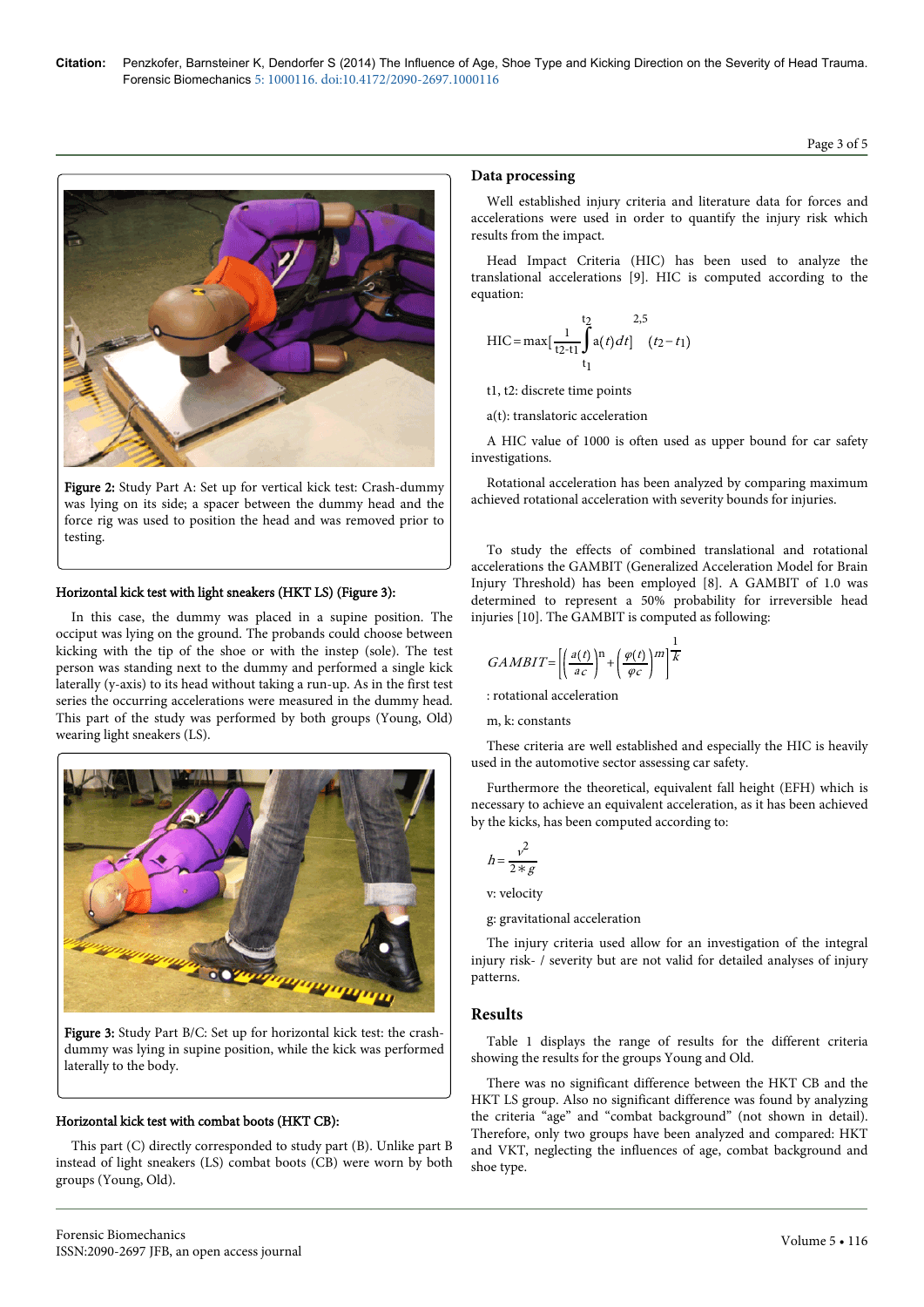Figure 2: Study Part A: Set up for vertical kick test: Crash-dummy was lying on its side; a spacer between the dummy head and the force rig was used to position the head and was removed prior to testing.

### Horizontal kick test with light sneakers (HKT LS) (Figure 3):

In this case, the dummy was placed in a supine position. The occiput was lying on the ground. The probands could choose between kicking with the tip of the shoe or with the instep (sole). The test person was standing next to the dummy and performed a single kick laterally (y-axis) to its head without taking a run-up. As in the first test series the occurring accelerations were measured in the dummy head. This part of the study was performed by both groups (Young, Old) wearing light sneakers (LS).

Figure 3: Study Part B/C: Set up for horizontal kick test: the crash-dummy was lying in supine position, while the kick was performed laterally to the body.

### Horizontal kick test with combat boots (HKT CB):

This part (C) directly corresponded to study part (B). Unlike part B instead of light sneakers (LS) combat boots (CB) were worn by both groups (Young, Old).

## Data processing

Well established injury criteria and literature data for forces and accelerations were used in order to quantify the injury risk which results from the impact.

Head Impact Criteria (HIC) has been used to analyze the translational accelerations [9]. HIC is computed according to the equation:

$$HIC = \max\left[\frac{1}{t2\text{-}t1}\int_{t_1}^{t_2} a(t)\,dt\right]^{2,5} (t_2 - t_1)$$

t1, t2: discrete time points

a(t): translatoric acceleration

A HIC value of 1000 is often used as upper bound for car safety investigations.

Rotational acceleration has been analyzed by comparing maximum achieved rotational acceleration with severity bounds for injuries.

To study the effects of combined translational and rotational accelerations the GAMBIT (Generalized Acceleration Model for Brain Injury Threshold) has been employed [8]. A GAMBIT of 1.0 was determined to represent a 50% probability for irreversible head injuries [10]. The GAMBIT is computed as following:

$$GAMBIT = \left[\left(\frac{a(t)}{a_c}\right)^n + \left(\frac{\varphi(t)}{\varphi_c}\right)^m\right]^{\frac{1}{k}}$$

: rotational acceleration

m, k: constants

These criteria are well established and especially the HIC is heavily used in the automotive sector assessing car safety.

Furthermore the theoretical, equivalent fall height (EFH) which is necessary to achieve an equivalent acceleration, as it has been achieved by the kicks, has been computed according to:

$$h = \frac{v^2}{2 * g}$$

v: velocity

g: gravitational acceleration

The injury criteria used allow for an investigation of the integral injury risk- / severity but are not valid for detailed analyses of injury patterns.

## Results

Table 1 displays the range of results for the different criteria showing the results for the groups Young and Old.

There was no significant difference between the HKT CB and the HKT LS group. Also no significant difference was found by analyzing the criteria "age" and "combat background" (not shown in detail). Therefore, only two groups have been analyzed and compared: HKT and VKT, neglecting the influences of age, combat background and shoe type.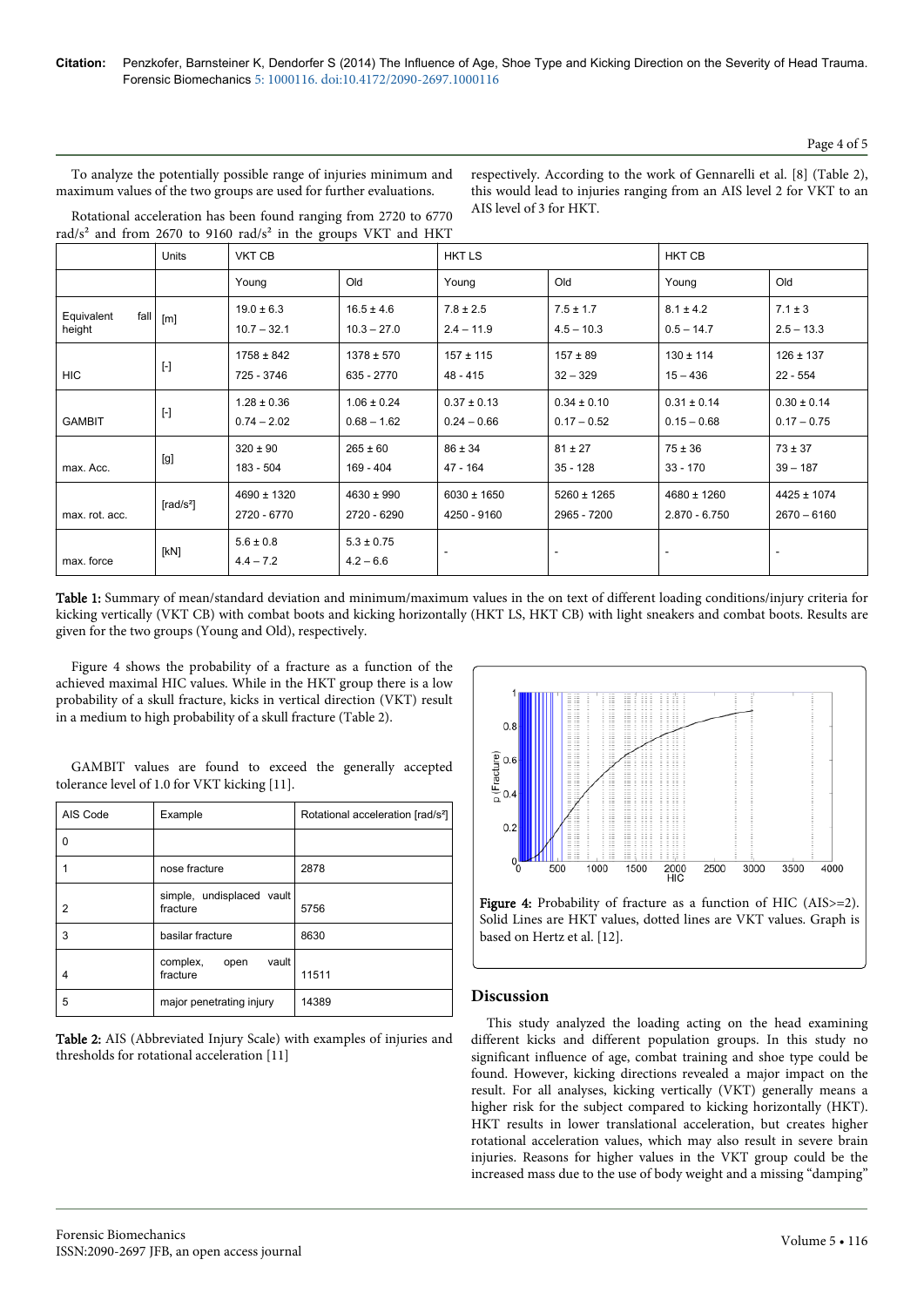To analyze the potentially possible range of injuries minimum and maximum values of the two groups are used for further evaluations.

Rotational acceleration has been found ranging from 2720 to 6770 rad/s² and from 2670 to 9160 rad/s² in the groups VKT and HKT respectively. According to the work of Gennarelli et al. [8] (Table 2), this would lead to injuries ranging from an AIS level 2 for VKT to an AIS level of 3 for HKT.

| | Units | VKT CB | | HKT LS | | HKT CB | |
|---|---|---|---|---|---|---|---|
| | | Young | Old | Young | Old | Young | Old |
| Equivalent fall height | [m] | 19.0 ± 6.3<br>10.7 – 32.1 | 16.5 ± 4.6<br>10.3 – 27.0 | 7.8 ± 2.5<br>2.4 – 11.9 | 7.5 ± 1.7<br>4.5 – 10.3 | 8.1 ± 4.2<br>0.5 – 14.7 | 7.1 ± 3<br>2.5 – 13.3 |
| HIC | [-] | 1758 ± 842<br>725 - 3746 | 1378 ± 570<br>635 - 2770 | 157 ± 115<br>48 - 415 | 157 ± 89<br>32 – 329 | 130 ± 114<br>15 – 436 | 126 ± 137<br>22 - 554 |
| GAMBIT | [-] | 1.28 ± 0.36<br>0.74 – 2.02 | 1.06 ± 0.24<br>0.68 – 1.62 | 0.37 ± 0.13<br>0.24 – 0.66 | 0.34 ± 0.10<br>0.17 – 0.52 | 0.31 ± 0.14<br>0.15 – 0.68 | 0.30 ± 0.14<br>0.17 – 0.75 |
| max. Acc. | [g] | 320 ± 90<br>183 - 504 | 265 ± 60<br>169 - 404 | 86 ± 34<br>47 - 164 | 81 ± 27<br>35 - 128 | 75 ± 36<br>33 - 170 | 73 ± 37<br>39 – 187 |
| max. rot. acc. | [rad/s²] | 4690 ± 1320<br>2720 - 6770 | 4630 ± 990<br>2720 - 6290 | 6030 ± 1650<br>4250 - 9160 | 5260 ± 1265<br>2965 - 7200 | 4680 ± 1260<br>2.870 - 6.750 | 4425 ± 1074<br>2670 – 6160 |
| max. force | [kN] | 5.6 ± 0.8<br>4.4 – 7.2 | 5.3 ± 0.75<br>4.2 – 6.6 | - | - | - | - |

**Table 1:** Summary of mean/standard deviation and minimum/maximum values in the on text of different loading conditions/injury criteria for kicking vertically (VKT CB) with combat boots and kicking horizontally (HKT LS, HKT CB) with light sneakers and combat boots. Results are given for the two groups (Young and Old), respectively.

Figure 4 shows the probability of a fracture as a function of the achieved maximal HIC values. While in the HKT group there is a low probability of a skull fracture, kicks in vertical direction (VKT) result in a medium to high probability of a skull fracture (Table 2).

GAMBIT values are found to exceed the generally accepted tolerance level of 1.0 for VKT kicking [11].

| AIS Code | Example | Rotational acceleration [rad/s²] |
|---|---|---|
| 0 | | |
| 1 | nose fracture | 2878 |
| 2 | simple, undisplaced vault fracture | 5756 |
| 3 | basilar fracture | 8630 |
| 4 | complex, open vault fracture | 11511 |
| 5 | major penetrating injury | 14389 |

**Table 2:** AIS (Abbreviated Injury Scale) with examples of injuries and thresholds for rotational acceleration [11]

**Figure 4:** Probability of fracture as a function of HIC (AIS>=2). Solid Lines are HKT values, dotted lines are VKT values. Graph is based on Hertz et al. [12].

## Discussion

This study analyzed the loading acting on the head examining different kicks and different population groups. In this study no significant influence of age, combat training and shoe type could be found. However, kicking directions revealed a major impact on the result. For all analyses, kicking vertically (VKT) generally means a higher risk for the subject compared to kicking horizontally (HKT). HKT results in lower translational acceleration, but creates higher rotational acceleration values, which may also result in severe brain injuries. Reasons for higher values in the VKT group could be the increased mass due to the use of body weight and a missing "damping"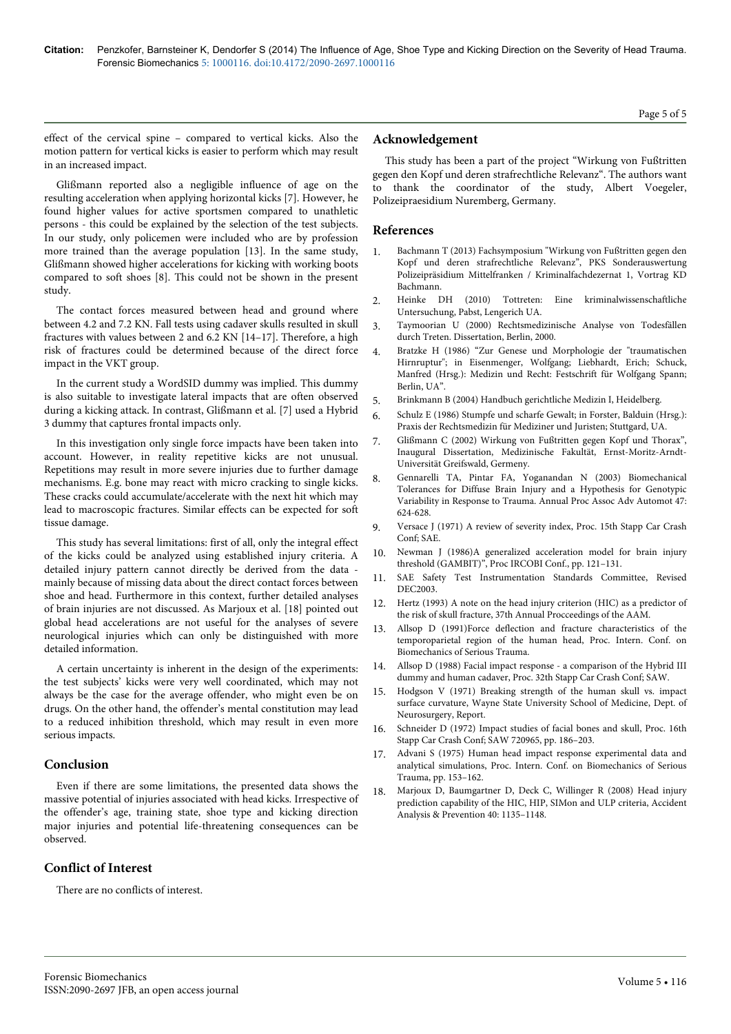effect of the cervical spine – compared to vertical kicks. Also the motion pattern for vertical kicks is easier to perform which may result in an increased impact.

Glißmann reported also a negligible influence of age on the resulting acceleration when applying horizontal kicks [7]. However, he found higher values for active sportsmen compared to unathletic persons - this could be explained by the selection of the test subjects. In our study, only policemen were included who are by profession more trained than the average population [13]. In the same study, Glißmann showed higher accelerations for kicking with working boots compared to soft shoes [8]. This could not be shown in the present study.

The contact forces measured between head and ground where between 4.2 and 7.2 KN. Fall tests using cadaver skulls resulted in skull fractures with values between 2 and 6.2 KN [14–17]. Therefore, a high risk of fractures could be determined because of the direct force impact in the VKT group.

In the current study a WordSID dummy was implied. This dummy is also suitable to investigate lateral impacts that are often observed during a kicking attack. In contrast, Glißmann et al. [7] used a Hybrid 3 dummy that captures frontal impacts only.

In this investigation only single force impacts have been taken into account. However, in reality repetitive kicks are not unusual. Repetitions may result in more severe injuries due to further damage mechanisms. E.g. bone may react with micro cracking to single kicks. These cracks could accumulate/accelerate with the next hit which may lead to macroscopic fractures. Similar effects can be expected for soft tissue damage.

This study has several limitations: first of all, only the integral effect of the kicks could be analyzed using established injury criteria. A detailed injury pattern cannot directly be derived from the data - mainly because of missing data about the direct contact forces between shoe and head. Furthermore in this context, further detailed analyses of brain injuries are not discussed. As Marjoux et al. [18] pointed out global head accelerations are not useful for the analyses of severe neurological injuries which can only be distinguished with more detailed information.

A certain uncertainty is inherent in the design of the experiments: the test subjects' kicks were very well coordinated, which may not always be the case for the average offender, who might even be on drugs. On the other hand, the offender's mental constitution may lead to a reduced inhibition threshold, which may result in even more serious impacts.

## Conclusion

Even if there are some limitations, the presented data shows the massive potential of injuries associated with head kicks. Irrespective of the offender's age, training state, shoe type and kicking direction major injuries and potential life-threatening consequences can be observed.

## Conflict of Interest

There are no conflicts of interest.

## Acknowledgement

This study has been a part of the project "Wirkung von Fußtritten gegen den Kopf und deren strafrechtliche Relevanz". The authors want to thank the coordinator of the study, Albert Voegeler, Polizeipraesidium Nuremberg, Germany.

## References

1. Bachmann T (2013) Fachsymposium "Wirkung von Fußtritten gegen den Kopf und deren strafrechtliche Relevanz", PKS Sonderauswertung Polizeipräsidium Mittelfranken / Kriminalfachdezernat 1, Vortrag KD Bachmann.
2. Heinke DH (2010) Tottreten: Eine kriminalwissenschaftliche Untersuchung, Pabst, Lengerich UA.
3. Taymoorian U (2000) Rechtsmedizinische Analyse von Todesfällen durch Treten. Dissertation, Berlin, 2000.
4. Bratzke H (1986) "Zur Genese und Morphologie der "traumatischen Hirnruptur"; in Eisenmenger, Wolfgang; Liebhardt, Erich; Schuck, Manfred (Hrsg.): Medizin und Recht: Festschrift für Wolfgang Spann; Berlin, UA".
5. Brinkmann B (2004) Handbuch gerichtliche Medizin I, Heidelberg.
6. Schulz E (1986) Stumpfe und scharfe Gewalt; in Forster, Balduin (Hrsg.): Praxis der Rechtsmedizin für Mediziner und Juristen; Stuttgard, UA.
7. Glißmann C (2002) Wirkung von Fußtritten gegen Kopf und Thorax", Inaugural Dissertation, Medizinische Fakultät, Ernst-Moritz-Arndt-Universität Greifswald, Germeny.
8. Gennarelli TA, Pintar FA, Yoganandan N (2003) Biomechanical Tolerances for Diffuse Brain Injury and a Hypothesis for Genotypic Variability in Response to Trauma. Annual Proc Assoc Adv Automot 47: 624-628.
9. Versace J (1971) A review of severity index, Proc. 15th Stapp Car Crash Conf; SAE.
10. Newman J (1986)A generalized acceleration model for brain injury threshold (GAMBIT)", Proc IRCOBI Conf., pp. 121–131.
11. SAE Safety Test Instrumentation Standards Committee, Revised DEC2003.
12. Hertz (1993) A note on the head injury criterion (HIC) as a predictor of the risk of skull fracture, 37th Annual Procceedings of the AAM.
13. Allsop D (1991)Force deflection and fracture characteristics of the temporoparietal region of the human head, Proc. Intern. Conf. on Biomechanics of Serious Trauma.
14. Allsop D (1988) Facial impact response - a comparison of the Hybrid III dummy and human cadaver, Proc. 32th Stapp Car Crash Conf; SAW.
15. Hodgson V (1971) Breaking strength of the human skull vs. impact surface curvature, Wayne State University School of Medicine, Dept. of Neurosurgery, Report.
16. Schneider D (1972) Impact studies of facial bones and skull, Proc. 16th Stapp Car Crash Conf; SAW 720965, pp. 186–203.
17. Advani S (1975) Human head impact response experimental data and analytical simulations, Proc. Intern. Conf. on Biomechanics of Serious Trauma, pp. 153–162.
18. Marjoux D, Baumgartner D, Deck C, Willinger R (2008) Head injury prediction capability of the HIC, HIP, SIMon and ULP criteria, Accident Analysis & Prevention 40: 1135–1148.